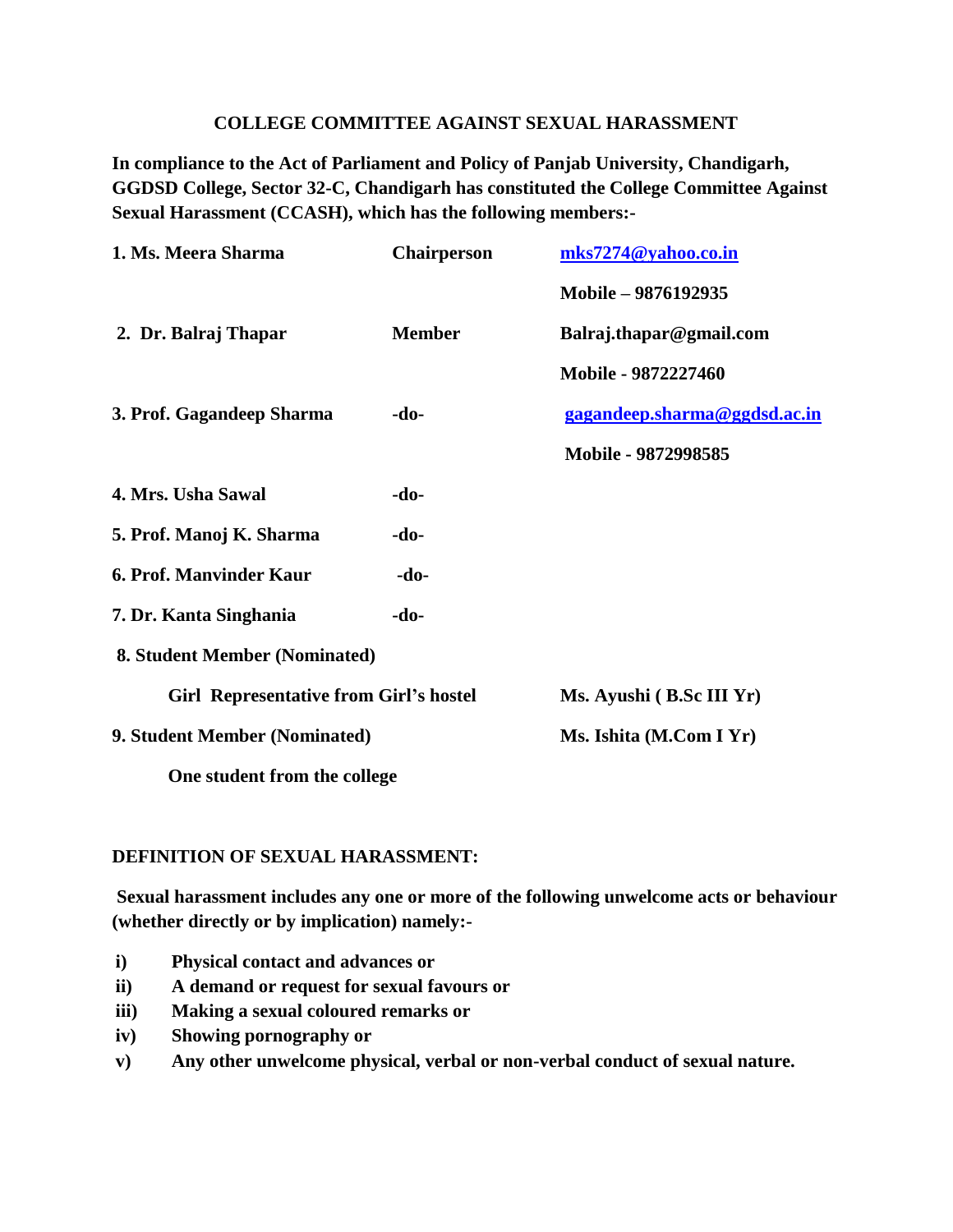# COLLEGE COMMITTEE AGAINST SEXUAL HARASSMENT

**In compliance to the Act of Parliament and Policy of Panjab University, Chandigarh, GGDSD College, Sector 32-C, Chandigarh has constituted the College Committee Against Sexual Harassment (CCASH), which has the following members:-**

| | | |
|---|---|---|
| **1. Ms. Meera Sharma** | **Chairperson** | **mks7274@yahoo.co.in** |
| | | **Mobile – 9876192935** |
| **2. Dr. Balraj Thapar** | **Member** | **Balraj.thapar@gmail.com** |
| | | **Mobile - 9872227460** |
| **3. Prof. Gagandeep Sharma** | **-do-** | **gagandeep.sharma@ggdsd.ac.in** |
| | | **Mobile - 9872998585** |
| **4. Mrs. Usha Sawal** | **-do-** | |
| **5. Prof. Manoj K. Sharma** | **-do-** | |
| **6. Prof. Manvinder Kaur** | **-do-** | |
| **7. Dr. Kanta Singhania** | **-do-** | |
| **8. Student Member (Nominated)** | | |
| **Girl Representative from Girl's hostel** | | **Ms. Ayushi ( B.Sc III Yr)** |
| **9. Student Member (Nominated)** | | **Ms. Ishita (M.Com I Yr)** |
| **One student from the college** | | |

## DEFINITION OF SEXUAL HARASSMENT:

**Sexual harassment includes any one or more of the following unwelcome acts or behaviour (whether directly or by implication) namely:-**

- **i) Physical contact and advances or**
- **ii) A demand or request for sexual favours or**
- **iii) Making a sexual coloured remarks or**
- **iv) Showing pornography or**
- **v) Any other unwelcome physical, verbal or non-verbal conduct of sexual nature.**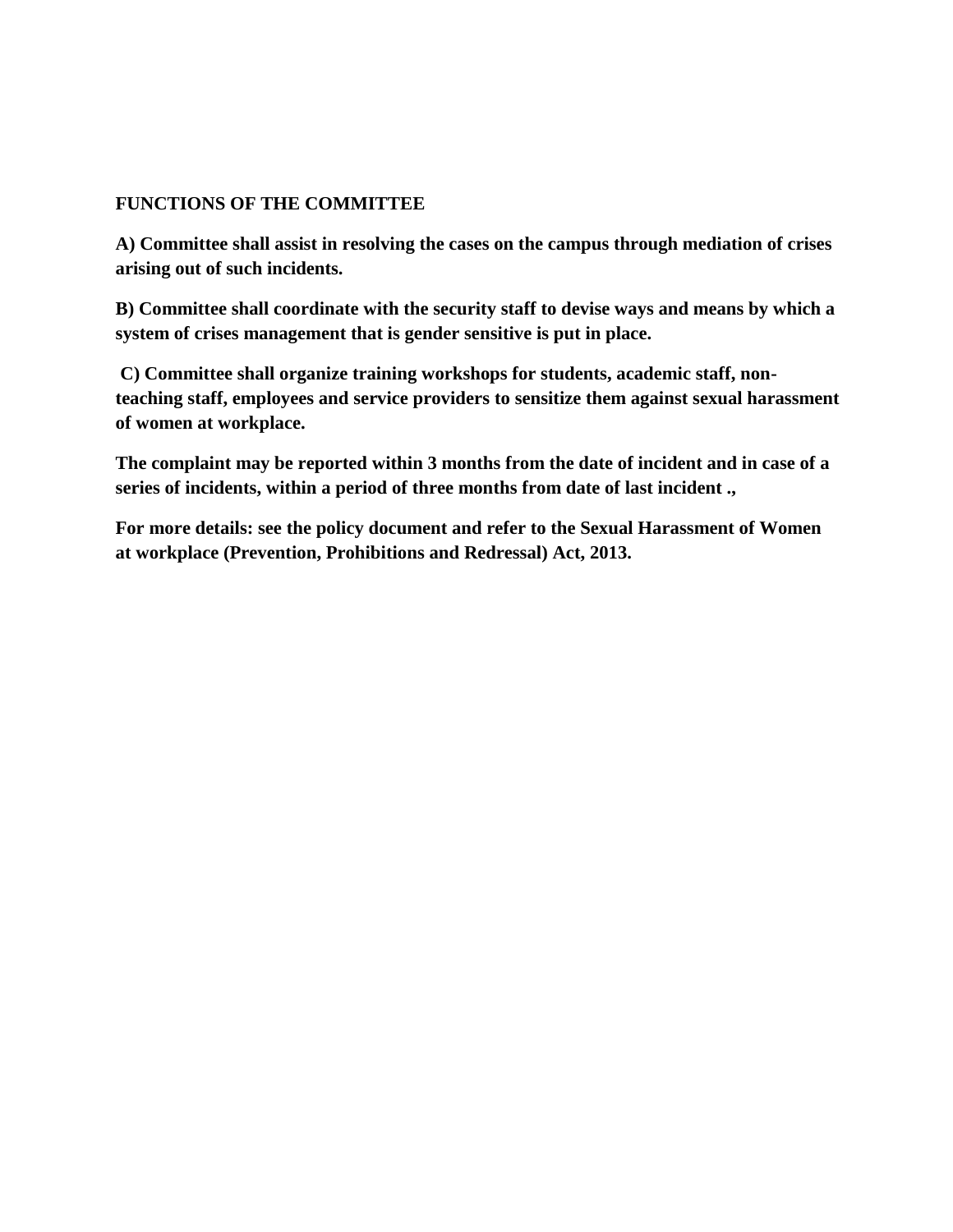**FUNCTIONS OF THE COMMITTEE**

**A) Committee shall assist in resolving the cases on the campus through mediation of crises arising out of such incidents.**

**B) Committee shall coordinate with the security staff to devise ways and means by which a system of crises management that is gender sensitive is put in place.**

**C) Committee shall organize training workshops for students, academic staff, non-teaching staff, employees and service providers to sensitize them against sexual harassment of women at workplace.**

**The complaint may be reported within 3 months from the date of incident and in case of a series of incidents, within a period of three months from date of last incident .,**

**For more details: see the policy document and refer to the Sexual Harassment of Women at workplace (Prevention, Prohibitions and Redressal) Act, 2013.**